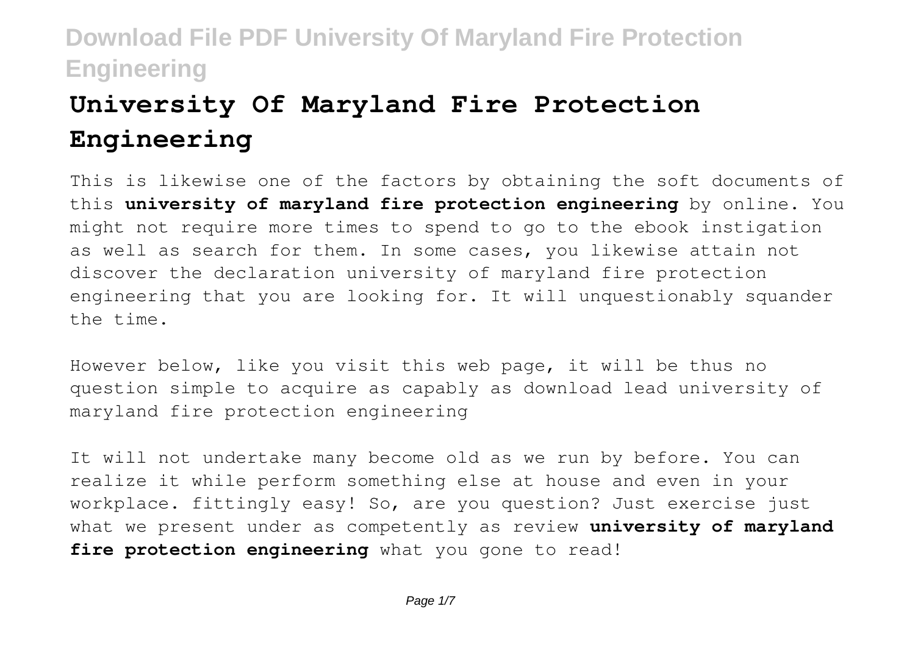# University Of Maryland Fire Protection Engineering

This is likewise one of the factors by obtaining the soft documents of this **university of maryland fire protection engineering** by online. You might not require more times to spend to go to the ebook instigation as well as search for them. In some cases, you likewise attain not discover the declaration university of maryland fire protection engineering that you are looking for. It will unquestionably squander the time.

However below, like you visit this web page, it will be thus no question simple to acquire as capably as download lead university of maryland fire protection engineering

It will not undertake many become old as we run by before. You can realize it while perform something else at house and even in your workplace. fittingly easy! So, are you question? Just exercise just what we present under as competently as review **university of maryland fire protection engineering** what you gone to read!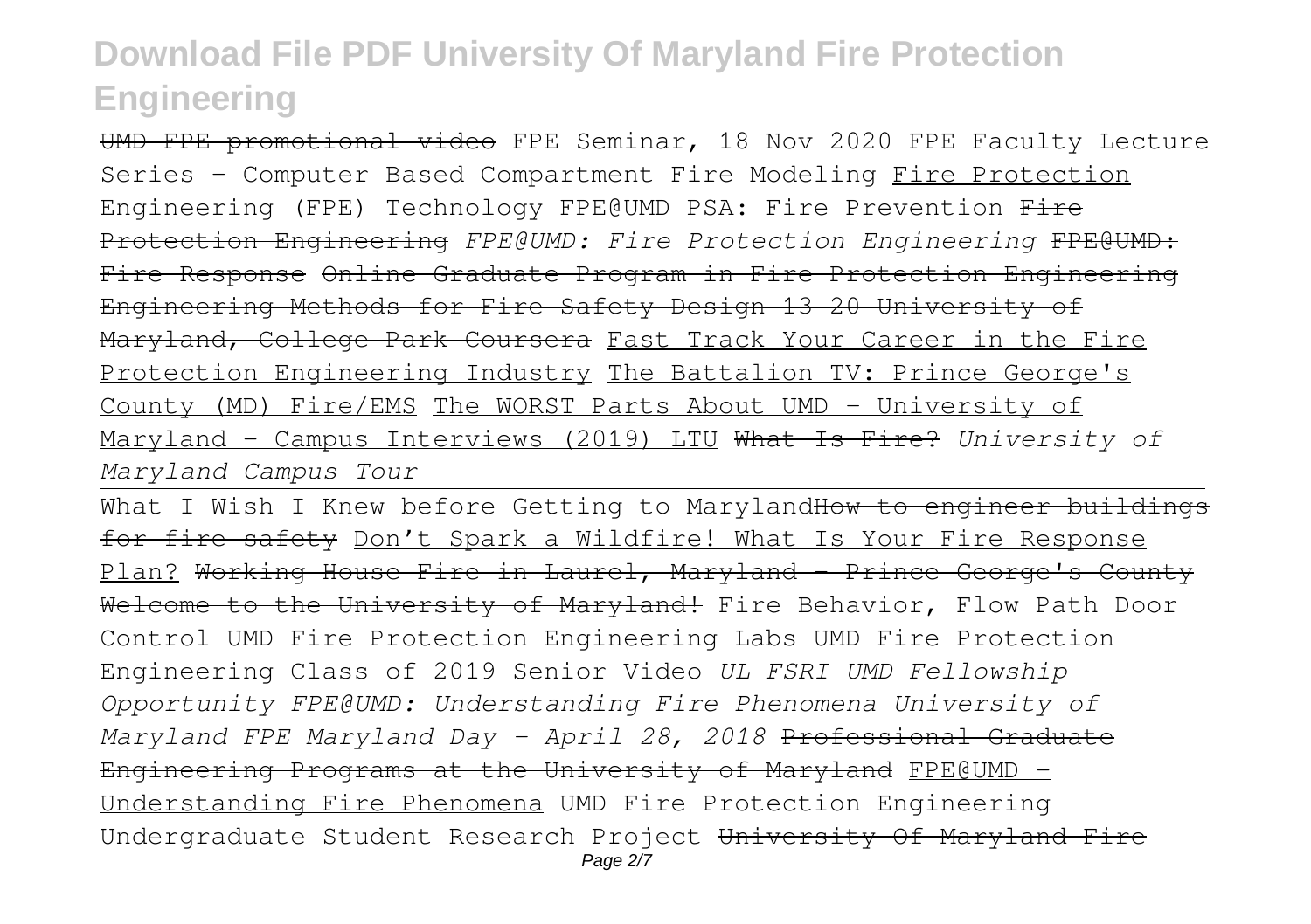~~UMD FPE promotional video~~ FPE Seminar, 18 Nov 2020 FPE Faculty Lecture Series - Computer Based Compartment Fire Modeling Fire Protection Engineering (FPE) Technology FPE@UMD PSA: Fire Prevention ~~Fire Protection Engineering~~ *FPE@UMD: Fire Protection Engineering* ~~FPE@UMD: Fire Response~~ ~~Online Graduate Program in Fire Protection Engineering~~ ~~Engineering Methods for Fire Safety Design 13 20 University of Maryland, College Park Coursera~~ Fast Track Your Career in the Fire Protection Engineering Industry The Battalion TV: Prince George's County (MD) Fire/EMS The WORST Parts About UMD - University of Maryland - Campus Interviews (2019) LTU ~~What Is Fire?~~ *University of Maryland Campus Tour*

What I Wish I Knew before Getting to Maryland~~How to engineer buildings for fire safety~~ Don't Spark a Wildfire! What Is Your Fire Response Plan? ~~Working House Fire in Laurel, Maryland - Prince George's County~~ ~~Welcome to the University of Maryland!~~ Fire Behavior, Flow Path Door Control UMD Fire Protection Engineering Labs UMD Fire Protection Engineering Class of 2019 Senior Video *UL FSRI UMD Fellowship Opportunity FPE@UMD: Understanding Fire Phenomena University of Maryland FPE Maryland Day - April 28, 2018* ~~Professional Graduate Engineering Programs at the University of Maryland~~ FPE@UMD - Understanding Fire Phenomena UMD Fire Protection Engineering Undergraduate Student Research Project ~~University Of Maryland Fire~~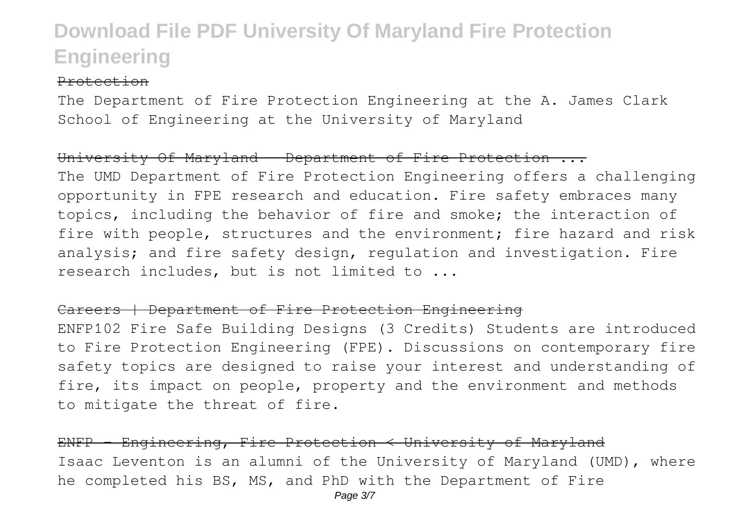Protection

The Department of Fire Protection Engineering at the A. James Clark School of Engineering at the University of Maryland

University Of Maryland - Department of Fire Protection ...

The UMD Department of Fire Protection Engineering offers a challenging opportunity in FPE research and education. Fire safety embraces many topics, including the behavior of fire and smoke; the interaction of fire with people, structures and the environment; fire hazard and risk analysis; and fire safety design, regulation and investigation. Fire research includes, but is not limited to ...

Careers | Department of Fire Protection Engineering

ENFP102 Fire Safe Building Designs (3 Credits) Students are introduced to Fire Protection Engineering (FPE). Discussions on contemporary fire safety topics are designed to raise your interest and understanding of fire, its impact on people, property and the environment and methods to mitigate the threat of fire.

ENFP - Engineering, Fire Protection < University of Maryland

Isaac Leventon is an alumni of the University of Maryland (UMD), where he completed his BS, MS, and PhD with the Department of Fire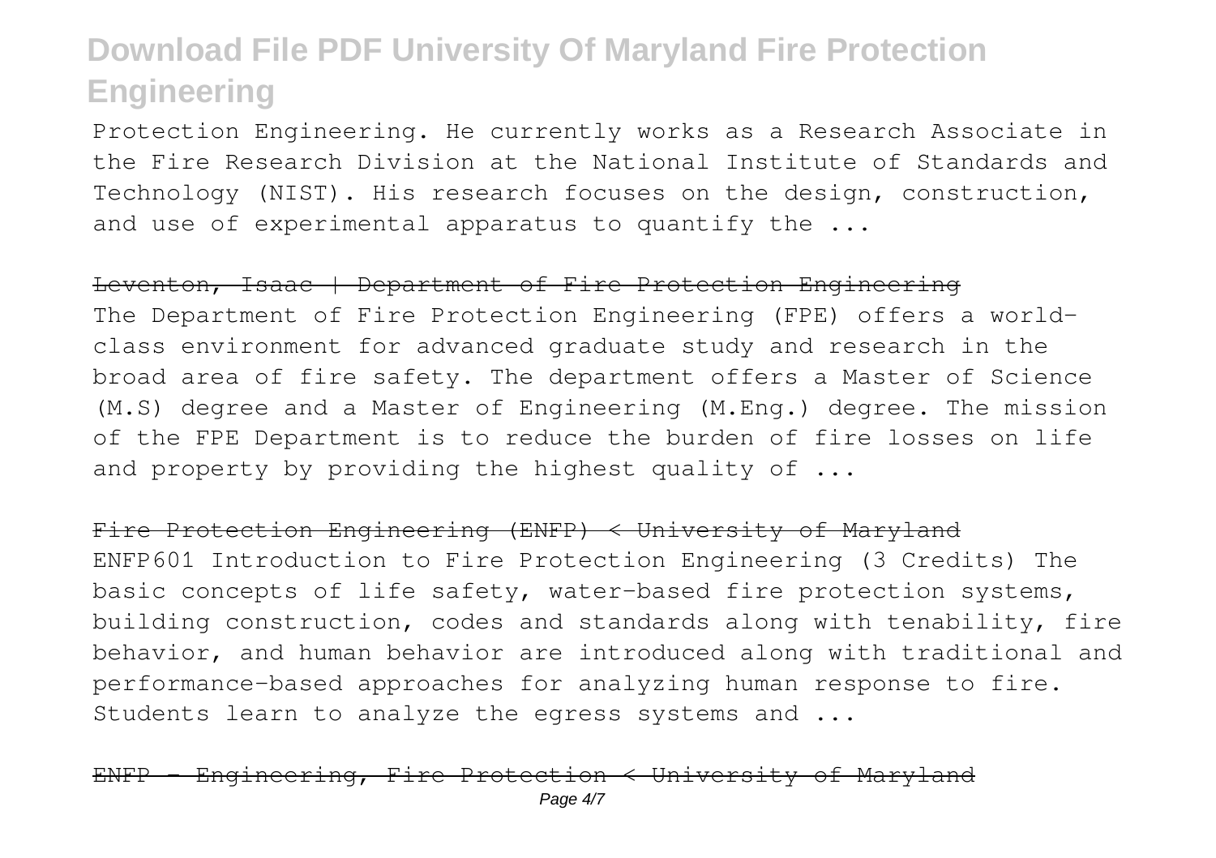Protection Engineering. He currently works as a Research Associate in the Fire Research Division at the National Institute of Standards and Technology (NIST). His research focuses on the design, construction, and use of experimental apparatus to quantify the ...

~~Leventon, Isaac | Department of Fire Protection Engineering~~

The Department of Fire Protection Engineering (FPE) offers a world-class environment for advanced graduate study and research in the broad area of fire safety. The department offers a Master of Science (M.S) degree and a Master of Engineering (M.Eng.) degree. The mission of the FPE Department is to reduce the burden of fire losses on life and property by providing the highest quality of ...

~~Fire Protection Engineering (ENFP) < University of Maryland~~

ENFP601 Introduction to Fire Protection Engineering (3 Credits) The basic concepts of life safety, water-based fire protection systems, building construction, codes and standards along with tenability, fire behavior, and human behavior are introduced along with traditional and performance-based approaches for analyzing human response to fire. Students learn to analyze the egress systems and ...

~~ENFP - Engineering, Fire Protection < University of Maryland~~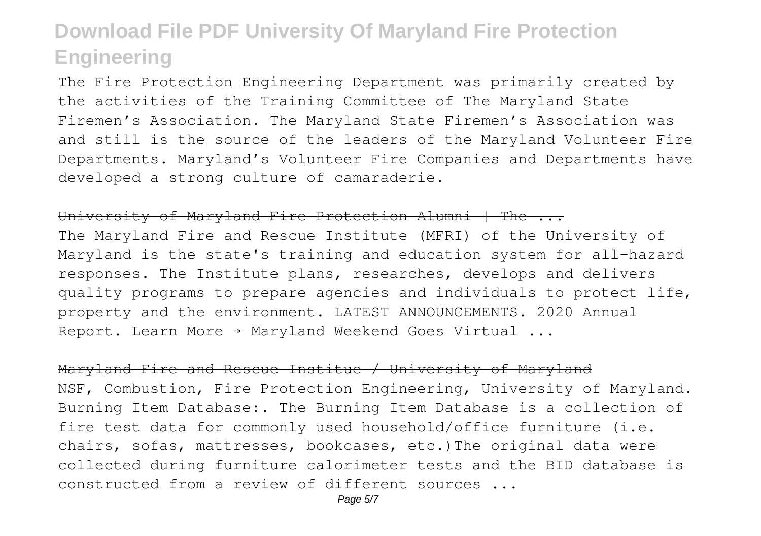The Fire Protection Engineering Department was primarily created by the activities of the Training Committee of The Maryland State Firemen's Association. The Maryland State Firemen's Association was and still is the source of the leaders of the Maryland Volunteer Fire Departments. Maryland's Volunteer Fire Companies and Departments have developed a strong culture of camaraderie.

~~University of Maryland Fire Protection Alumni | The ...~~

The Maryland Fire and Rescue Institute (MFRI) of the University of Maryland is the state's training and education system for all-hazard responses. The Institute plans, researches, develops and delivers quality programs to prepare agencies and individuals to protect life, property and the environment. LATEST ANNOUNCEMENTS. 2020 Annual Report. Learn More → Maryland Weekend Goes Virtual ...

~~Maryland Fire and Rescue Institue / University of Maryland~~

NSF, Combustion, Fire Protection Engineering, University of Maryland. Burning Item Database:. The Burning Item Database is a collection of fire test data for commonly used household/office furniture (i.e. chairs, sofas, mattresses, bookcases, etc.)The original data were collected during furniture calorimeter tests and the BID database is constructed from a review of different sources ...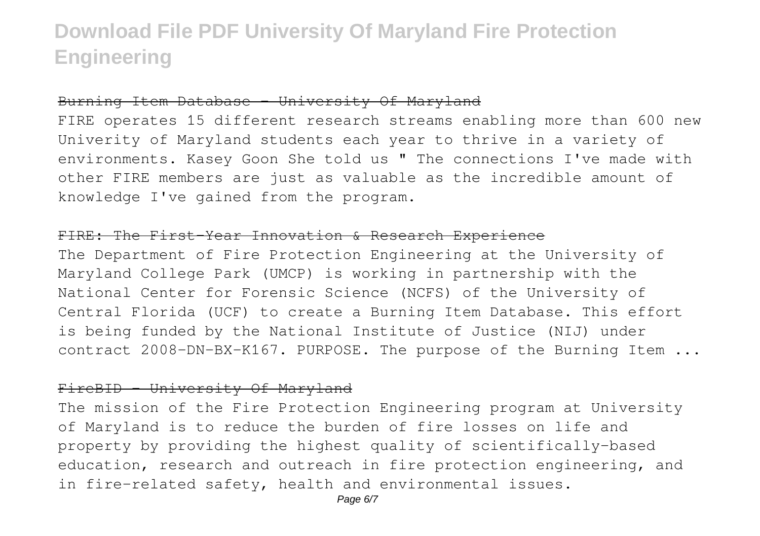#### Burning Item Database - University Of Maryland

FIRE operates 15 different research streams enabling more than 600 new Univerity of Maryland students each year to thrive in a variety of environments. Kasey Goon She told us " The connections I've made with other FIRE members are just as valuable as the incredible amount of knowledge I've gained from the program.

#### FIRE: The First-Year Innovation & Research Experience

The Department of Fire Protection Engineering at the University of Maryland College Park (UMCP) is working in partnership with the National Center for Forensic Science (NCFS) of the University of Central Florida (UCF) to create a Burning Item Database. This effort is being funded by the National Institute of Justice (NIJ) under contract 2008-DN-BX-K167. PURPOSE. The purpose of the Burning Item ...

#### FireBID - University Of Maryland

The mission of the Fire Protection Engineering program at University of Maryland is to reduce the burden of fire losses on life and property by providing the highest quality of scientifically-based education, research and outreach in fire protection engineering, and in fire-related safety, health and environmental issues.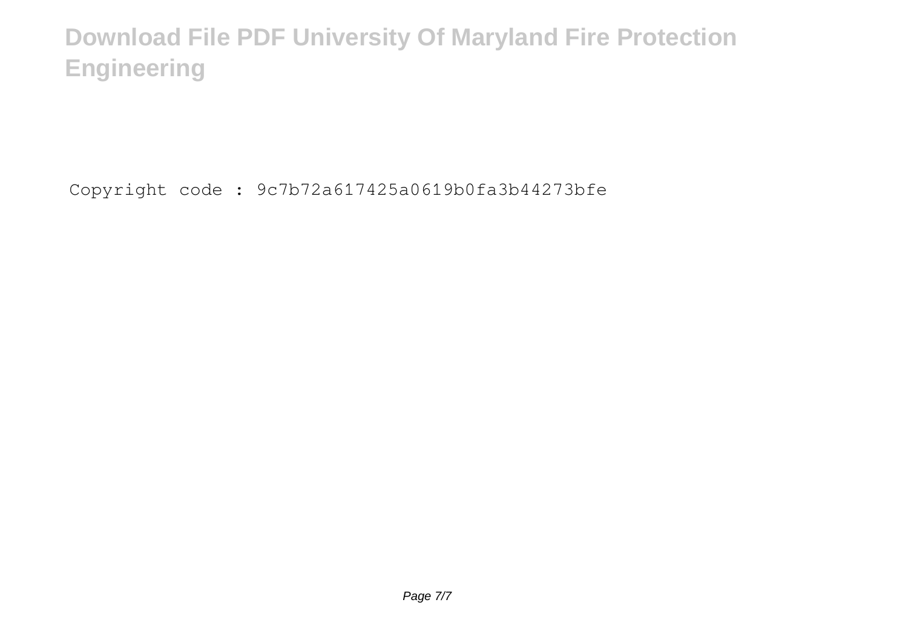Copyright code : 9c7b72a617425a0619b0fa3b44273bfe